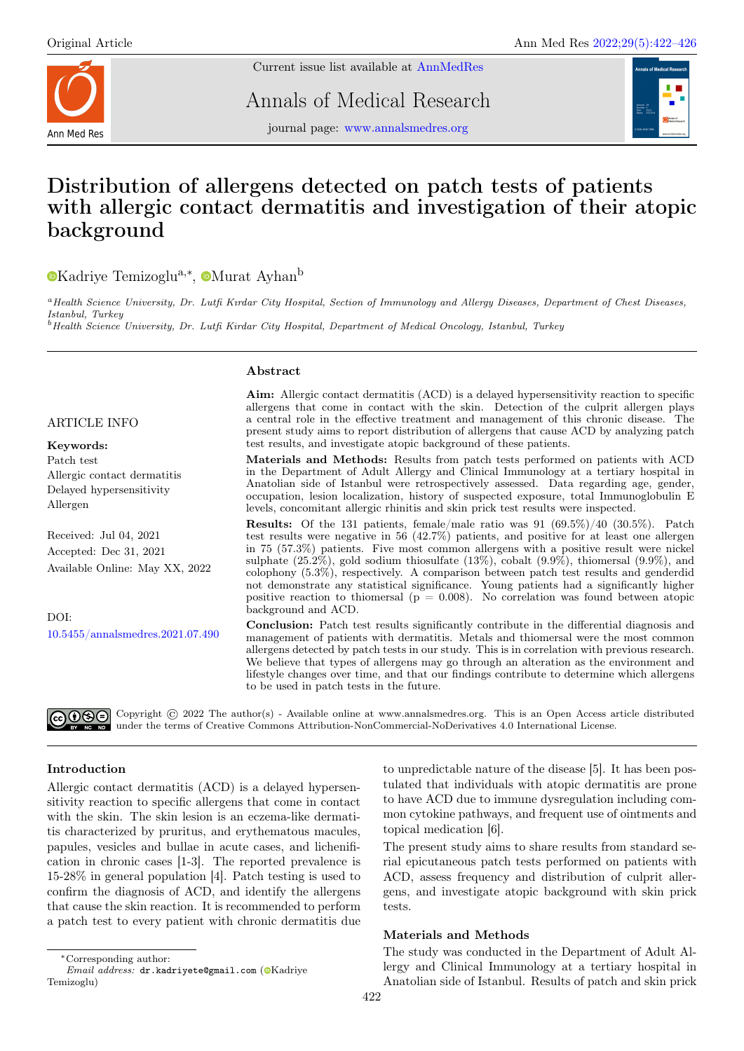Original Article

# Distribution of allergens detected on patch tests of patients with allergic contact dermatitis and investigation of their atopic background

Kadriye Temizoglu[a,*], Murat Ayhan[b]

[a] Health Science University, Dr. Lutfi Kırdar City Hospital, Section of Immunology and Allergy Diseases, Department of Chest Diseases, Istanbul, Turkey
[b] Health Science University, Dr. Lutfi Kirdar City Hospital, Department of Medical Oncology, Istanbul, Turkey

**ARTICLE INFO**

**Keywords:**
Patch test
Allergic contact dermatitis
Delayed hypersensitivity
Allergen

Received: Jul 04, 2021
Accepted: Dec 31, 2021
Available Online: May XX, 2022

DOI:
10.5455/annalsmedres.2021.07.490

## Abstract

**Aim:** Allergic contact dermatitis (ACD) is a delayed hypersensitivity reaction to specific allergens that come in contact with the skin. Detection of the culprit allergen plays a central role in the effective treatment and management of this chronic disease. The present study aims to report distribution of allergens that cause ACD by analyzing patch test results, and investigate atopic background of these patients.

**Materials and Methods:** Results from patch tests performed on patients with ACD in the Department of Adult Allergy and Clinical Immunology at a tertiary hospital in Anatolian side of Istanbul were retrospectively assessed. Data regarding age, gender, occupation, lesion localization, history of suspected exposure, total Immunoglobulin E levels, concomitant allergic rhinitis and skin prick test results were inspected.

**Results:** Of the 131 patients, female/male ratio was 91 (69.5%)/40 (30.5%). Patch test results were negative in 56 (42.7%) patients, and positive for at least one allergen in 75 (57.3%) patients. Five most common allergens with a positive result were nickel sulphate (25.2%), gold sodium thiosulfate (13%), cobalt (9.9%), thiomersal (9.9%), and colophony (5.3%), respectively. A comparison between patch test results and genderdid not demonstrate any statistical significance. Young patients had a significantly higher positive reaction to thiomersal ($p = 0.008$). No correlation was found between atopic background and ACD.

**Conclusion:** Patch test results significantly contribute in the differential diagnosis and management of patients with dermatitis. Metals and thiomersal were the most common allergens detected by patch tests in our study. This is in correlation with previous research. We believe that types of allergens may go through an alteration as the environment and lifestyle changes over time, and that our findings contribute to determine which allergens to be used in patch tests in the future.

Copyright © 2022 The author(s) - Available online at www.annalsmedres.org. This is an Open Access article distributed under the terms of Creative Commons Attribution-NonCommercial-NoDerivatives 4.0 International License.

## Introduction

Allergic contact dermatitis (ACD) is a delayed hypersensitivity reaction to specific allergens that come in contact with the skin. The skin lesion is an eczema-like dermatitis characterized by pruritus, and erythematous macules, papules, vesicles and bullae in acute cases, and lichenification in chronic cases [1-3]. The reported prevalence is 15-28% in general population [4]. Patch testing is used to confirm the diagnosis of ACD, and identify the allergens that cause the skin reaction. It is recommended to perform a patch test to every patient with chronic dermatitis due to unpredictable nature of the disease [5]. It has been postulated that individuals with atopic dermatitis are prone to have ACD due to immune dysregulation including common cytokine pathways, and frequent use of ointments and topical medication [6].

The present study aims to share results from standard serial epicutaneous patch tests performed on patients with ACD, assess frequency and distribution of culprit allergens, and investigate atopic background with skin prick tests.

## Materials and Methods

The study was conducted in the Department of Adult Allergy and Clinical Immunology at a tertiary hospital in Anatolian side of Istanbul. Results of patch and skin prick

*Corresponding author:
*Email address:* dr.kadriyete@gmail.com (Kadriye Temizoglu)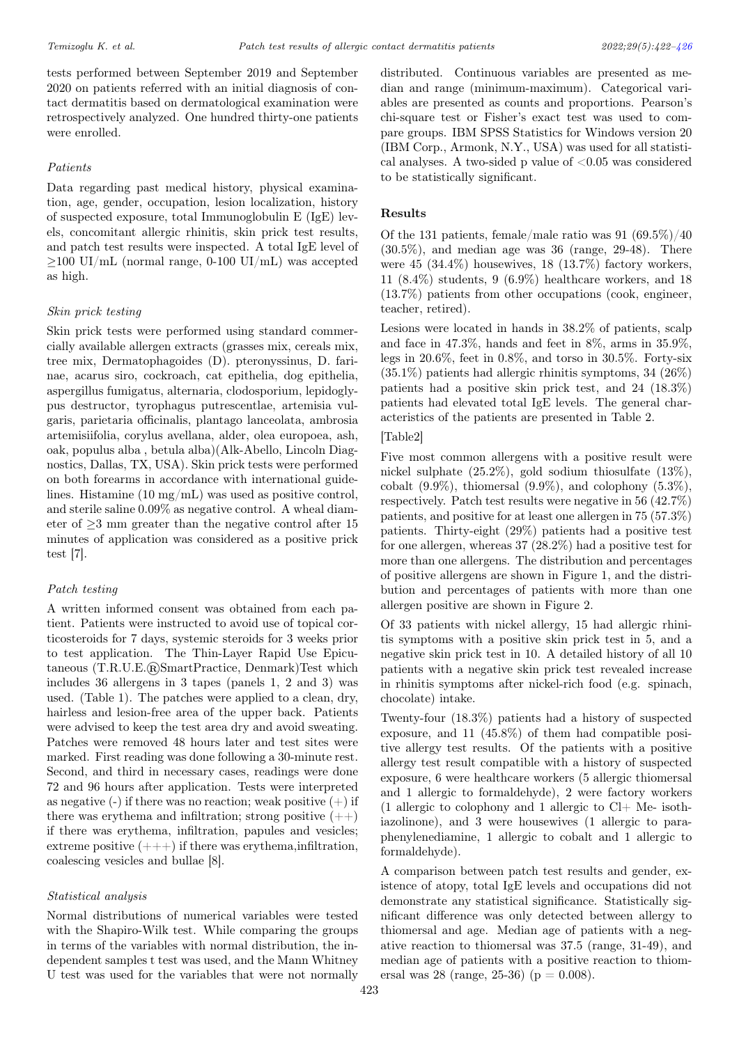tests performed between September 2019 and September 2020 on patients referred with an initial diagnosis of contact dermatitis based on dermatological examination were retrospectively analyzed. One hundred thirty-one patients were enrolled.

### *Patients*

Data regarding past medical history, physical examination, age, gender, occupation, lesion localization, history of suspected exposure, total Immunoglobulin E (IgE) levels, concomitant allergic rhinitis, skin prick test results, and patch test results were inspected. A total IgE level of ≥100 UI/mL (normal range, 0-100 UI/mL) was accepted as high.

### *Skin prick testing*

Skin prick tests were performed using standard commercially available allergen extracts (grasses mix, cereals mix, tree mix, Dermatophagoides (D). pteronyssinus, D. farinae, acarus siro, cockroach, cat epithelia, dog epithelia, aspergillus fumigatus, alternaria, clodosporium, lepidoglypus destructor, tyrophagus putrescentlae, artemisia vulgaris, parietaria officinalis, plantago lanceolata, ambrosia artemisiifolia, corylus avellana, alder, olea europoea, ash, oak, populus alba , betula alba)(Alk-Abello, Lincoln Diagnostics, Dallas, TX, USA). Skin prick tests were performed on both forearms in accordance with international guidelines. Histamine (10 mg/mL) was used as positive control, and sterile saline 0.09% as negative control. A wheal diameter of ≥3 mm greater than the negative control after 15 minutes of application was considered as a positive prick test [7].

### *Patch testing*

A written informed consent was obtained from each patient. Patients were instructed to avoid use of topical corticosteroids for 7 days, systemic steroids for 3 weeks prior to test application. The Thin-Layer Rapid Use Epicutaneous (T.R.U.E.®SmartPractice, Denmark)Test which includes 36 allergens in 3 tapes (panels 1, 2 and 3) was used. (Table 1). The patches were applied to a clean, dry, hairless and lesion-free area of the upper back. Patients were advised to keep the test area dry and avoid sweating. Patches were removed 48 hours later and test sites were marked. First reading was done following a 30-minute rest. Second, and third in necessary cases, readings were done 72 and 96 hours after application. Tests were interpreted as negative (-) if there was no reaction; weak positive (+) if there was erythema and infiltration; strong positive (++) if there was erythema, infiltration, papules and vesicles; extreme positive (+++) if there was erythema,infiltration, coalescing vesicles and bullae [8].

### *Statistical analysis*

Normal distributions of numerical variables were tested with the Shapiro-Wilk test. While comparing the groups in terms of the variables with normal distribution, the independent samples t test was used, and the Mann Whitney U test was used for the variables that were not normally distributed. Continuous variables are presented as median and range (minimum-maximum). Categorical variables are presented as counts and proportions. Pearson's chi-square test or Fisher's exact test was used to compare groups. IBM SPSS Statistics for Windows version 20 (IBM Corp., Armonk, N.Y., USA) was used for all statistical analyses. A two-sided p value of <0.05 was considered to be statistically significant.

## Results

Of the 131 patients, female/male ratio was 91 (69.5%)/40 (30.5%), and median age was 36 (range, 29-48). There were 45 (34.4%) housewives, 18 (13.7%) factory workers, 11 (8.4%) students, 9 (6.9%) healthcare workers, and 18 (13.7%) patients from other occupations (cook, engineer, teacher, retired).

Lesions were located in hands in 38.2% of patients, scalp and face in 47.3%, hands and feet in 8%, arms in 35.9%, legs in 20.6%, feet in 0.8%, and torso in 30.5%. Forty-six (35.1%) patients had allergic rhinitis symptoms, 34 (26%) patients had a positive skin prick test, and 24 (18.3%) patients had elevated total IgE levels. The general characteristics of the patients are presented in Table 2.

[Table2]

Five most common allergens with a positive result were nickel sulphate (25.2%), gold sodium thiosulfate (13%), cobalt (9.9%), thiomersal (9.9%), and colophony (5.3%), respectively. Patch test results were negative in 56 (42.7%) patients, and positive for at least one allergen in 75 (57.3%) patients. Thirty-eight (29%) patients had a positive test for one allergen, whereas 37 (28.2%) had a positive test for more than one allergens. The distribution and percentages of positive allergens are shown in Figure 1, and the distribution and percentages of patients with more than one allergen positive are shown in Figure 2.

Of 33 patients with nickel allergy, 15 had allergic rhinitis symptoms with a positive skin prick test in 5, and a negative skin prick test in 10. A detailed history of all 10 patients with a negative skin prick test revealed increase in rhinitis symptoms after nickel-rich food (e.g. spinach, chocolate) intake.

Twenty-four (18.3%) patients had a history of suspected exposure, and 11 (45.8%) of them had compatible positive allergy test results. Of the patients with a positive allergy test result compatible with a history of suspected exposure, 6 were healthcare workers (5 allergic thiomersal and 1 allergic to formaldehyde), 2 were factory workers (1 allergic to colophony and 1 allergic to Cl+ Me- isothiazolinone), and 3 were housewives (1 allergic to paraphenylenediamine, 1 allergic to cobalt and 1 allergic to formaldehyde).

A comparison between patch test results and gender, existence of atopy, total IgE levels and occupations did not demonstrate any statistical significance. Statistically significant difference was only detected between allergy to thiomersal and age. Median age of patients with a negative reaction to thiomersal was 37.5 (range, 31-49), and median age of patients with a positive reaction to thiomersal was 28 (range, 25-36) ($p = 0.008$).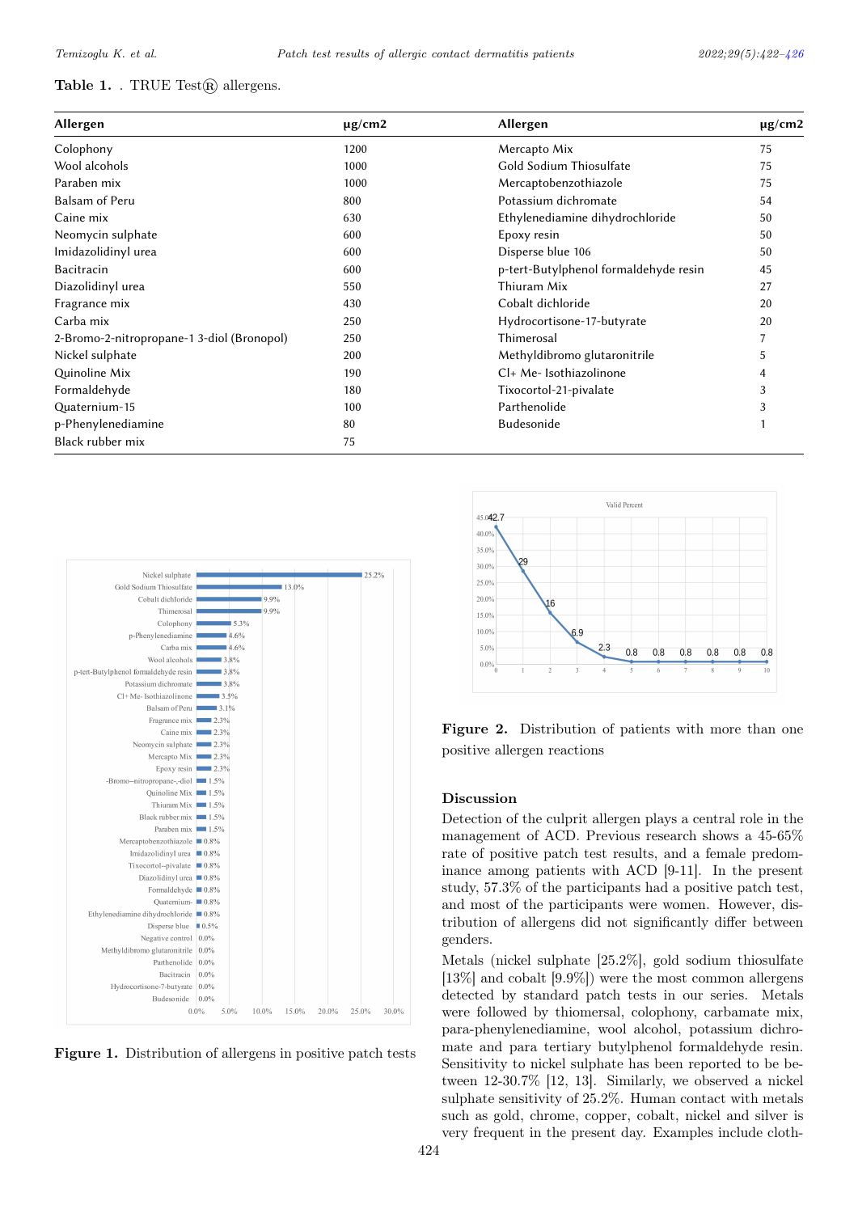**Table 1.** . TRUE Test® allergens.

| Allergen | μg/cm2 | Allergen | μg/cm2 |
|---|---|---|---|
| Colophony | 1200 | Mercapto Mix | 75 |
| Wool alcohols | 1000 | Gold Sodium Thiosulfate | 75 |
| Paraben mix | 1000 | Mercaptobenzothiazole | 75 |
| Balsam of Peru | 800 | Potassium dichromate | 54 |
| Caine mix | 630 | Ethylenediamine dihydrochloride | 50 |
| Neomycin sulphate | 600 | Epoxy resin | 50 |
| Imidazolidinyl urea | 600 | Disperse blue 106 | 50 |
| Bacitracin | 600 | p-tert-Butylphenol formaldehyde resin | 45 |
| Diazolidinyl urea | 550 | Thiuram Mix | 27 |
| Fragrance mix | 430 | Cobalt dichloride | 20 |
| Carba mix | 250 | Hydrocortisone-17-butyrate | 20 |
| 2-Bromo-2-nitropropane-1 3-diol (Bronopol) | 250 | Thimerosal | 7 |
| Nickel sulphate | 200 | Methyldibromo glutaronitrile | 5 |
| Quinoline Mix | 190 | Cl+ Me- Isothiazolinone | 4 |
| Formaldehyde | 180 | Tixocortol-21-pivalate | 3 |
| Quaternium-15 | 100 | Parthenolide | 3 |
| p-Phenylenediamine | 80 | Budesonide | 1 |
| Black rubber mix | 75 | | |

**Figure 1.** Distribution of allergens in positive patch tests

**Figure 2.** Distribution of patients with more than one positive allergen reactions

## Discussion

Detection of the culprit allergen plays a central role in the management of ACD. Previous research shows a 45-65% rate of positive patch test results, and a female predominance among patients with ACD [9-11]. In the present study, 57.3% of the participants had a positive patch test, and most of the participants were women. However, distribution of allergens did not significantly differ between genders.

Metals (nickel sulphate [25.2%], gold sodium thiosulfate [13%] and cobalt [9.9%]) were the most common allergens detected by standard patch tests in our series. Metals were followed by thiomersal, colophony, carbamate mix, para-phenylenediamine, wool alcohol, potassium dichromate and para tertiary butylphenol formaldehyde resin. Sensitivity to nickel sulphate has been reported to be between 12-30.7% [12, 13]. Similarly, we observed a nickel sulphate sensitivity of 25.2%. Human contact with metals such as gold, chrome, copper, cobalt, nickel and silver is very frequent in the present day. Examples include cloth-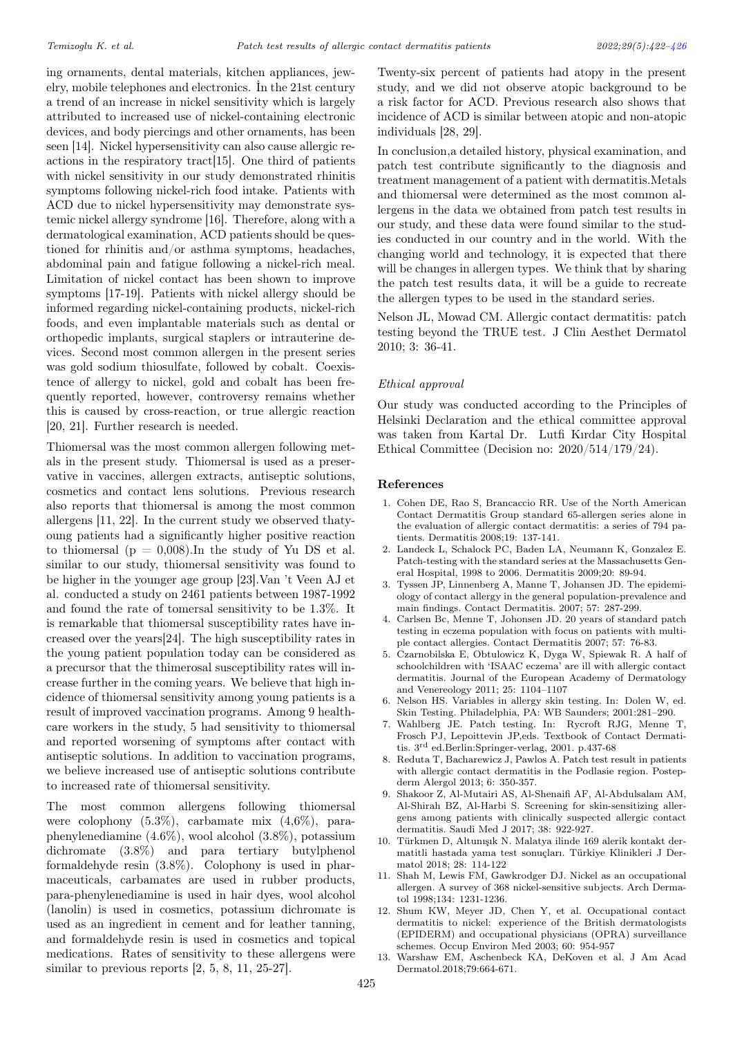ing ornaments, dental materials, kitchen appliances, jewelry, mobile telephones and electronics. İn the 21st century a trend of an increase in nickel sensitivity which is largely attributed to increased use of nickel-containing electronic devices, and body piercings and other ornaments, has been seen [14]. Nickel hypersensitivity can also cause allergic reactions in the respiratory tract[15]. One third of patients with nickel sensitivity in our study demonstrated rhinitis symptoms following nickel-rich food intake. Patients with ACD due to nickel hypersensitivity may demonstrate systemic nickel allergy syndrome [16]. Therefore, along with a dermatological examination, ACD patients should be questioned for rhinitis and/or asthma symptoms, headaches, abdominal pain and fatigue following a nickel-rich meal. Limitation of nickel contact has been shown to improve symptoms [17-19]. Patients with nickel allergy should be informed regarding nickel-containing products, nickel-rich foods, and even implantable materials such as dental or orthopedic implants, surgical staplers or intrauterine devices. Second most common allergen in the present series was gold sodium thiosulfate, followed by cobalt. Coexistence of allergy to nickel, gold and cobalt has been frequently reported, however, controversy remains whether this is caused by cross-reaction, or true allergic reaction [20, 21]. Further research is needed.

Thiomersal was the most common allergen following metals in the present study. Thiomersal is used as a preservative in vaccines, allergen extracts, antiseptic solutions, cosmetics and contact lens solutions. Previous research also reports that thiomersal is among the most common allergens [11, 22]. In the current study we observed thatyoung patients had a significantly higher positive reaction to thiomersal (p = 0,008).In the study of Yu DS et al. similar to our study, thiomersal sensitivity was found to be higher in the younger age group [23].Van 't Veen AJ et al. conducted a study on 2461 patients between 1987-1992 and found the rate of tomersal sensitivity to be 1.3%. It is remarkable that thiomersal susceptibility rates have increased over the years[24]. The high susceptibility rates in the young patient population today can be considered as a precursor that the thimerosal susceptibility rates will increase further in the coming years. We believe that high incidence of thiomersal sensitivity among young patients is a result of improved vaccination programs. Among 9 healthcare workers in the study, 5 had sensitivity to thiomersal and reported worsening of symptoms after contact with antiseptic solutions. In addition to vaccination programs, we believe increased use of antiseptic solutions contribute to increased rate of thiomersal sensitivity.

The most common allergens following thiomersal were colophony (5.3%), carbamate mix (4,6%), para-phenylenediamine (4.6%), wool alcohol (3.8%), potassium dichromate (3.8%) and para tertiary butylphenol formaldehyde resin (3.8%). Colophony is used in pharmaceuticals, carbamates are used in rubber products, para-phenylenediamine is used in hair dyes, wool alcohol (lanolin) is used in cosmetics, potassium dichromate is used as an ingredient in cement and for leather tanning, and formaldehyde resin is used in cosmetics and topical medications. Rates of sensitivity to these allergens were similar to previous reports [2, 5, 8, 11, 25-27].

Twenty-six percent of patients had atopy in the present study, and we did not observe atopic background to be a risk factor for ACD. Previous research also shows that incidence of ACD is similar between atopic and non-atopic individuals [28, 29].

In conclusion,a detailed history, physical examination, and patch test contribute significantly to the diagnosis and treatment management of a patient with dermatitis.Metals and thiomersal were determined as the most common allergens in the data we obtained from patch test results in our study, and these data were found similar to the studies conducted in our country and in the world. With the changing world and technology, it is expected that there will be changes in allergen types. We think that by sharing the patch test results data, it will be a guide to recreate the allergen types to be used in the standard series.

Nelson JL, Mowad CM. Allergic contact dermatitis: patch testing beyond the TRUE test. J Clin Aesthet Dermatol 2010; 3: 36-41.

*Ethical approval*

Our study was conducted according to the Principles of Helsinki Declaration and the ethical committee approval was taken from Kartal Dr. Lutfi Kırdar City Hospital Ethical Committee (Decision no: 2020/514/179/24).

## References

1. Cohen DE, Rao S, Brancaccio RR. Use of the North American Contact Dermatitis Group standard 65-allergen series alone in the evaluation of allergic contact dermatitis: a series of 794 patients. Dermatitis 2008;19: 137-141.
2. Landeck L, Schalock PC, Baden LA, Neumann K, Gonzalez E. Patch-testing with the standard series at the Massachusetts General Hospital, 1998 to 2006. Dermatitis 2009;20: 89-94.
3. Tyssen JP, Linnenberg A, Manne T, Johansen JD. The epidemiology of contact allergy in the general population-prevalence and main findings. Contact Dermatitis. 2007; 57: 287-299.
4. Carlsen Bc, Menne T, Johonsen JD. 20 years of standard patch testing in eczema population with focus on patients with multiple contact allergies. Contact Dermatitis 2007; 57: 76-83.
5. Czarnobilska E, Obtulowicz K, Dyga W, Spiewak R. A half of schoolchildren with 'ISAAC eczema' are ill with allergic contact dermatitis. Journal of the European Academy of Dermatology and Venereology 2011; 25: 1104–1107
6. Nelson HS. Variables in allergy skin testing. In: Dolen W, ed. Skin Testing. Philadelphia, PA: WB Saunders; 2001:281–290.
7. Wahlberg JE. Patch testing. In: Rycroft RJG, Menne T, Frosch PJ, Lepoittevin JP,eds. Textbook of Contact Dermatitis. 3rd ed.Berlin:Springer-verlag, 2001. p.437-68
8. Reduta T, Bacharewicz J, Pawlos A. Patch test result in patients with allergic contact dermatitis in the Podlasie region. Postepderm Alergol 2013; 6: 350-357.
9. Shakoor Z, Al-Mutairi AS, Al-Shenaifi AF, Al-Abdulsalam AM, Al-Shirah BZ, Al-Harbi S. Screening for skin-sensitizing allergens among patients with clinically suspected allergic contact dermatitis. Saudi Med J 2017; 38: 922-927.
10. Türkmen D, Altunışık N. Malatya ilinde 169 alerik kontakt dermatitli hastada yama test sonuçları. Türkiye Klinikleri J Dermatol 2018; 28: 114-122
11. Shah M, Lewis FM, Gawkrodger DJ. Nickel as an occupational allergen. A survey of 368 nickel-sensitive subjects. Arch Dermatol 1998;134: 1231-1236.
12. Shum KW, Meyer JD, Chen Y, et al. Occupational contact dermatitis to nickel: experience of the British dermatologists (EPIDERM) and occupational physicians (OPRA) surveillance schemes. Occup Environ Med 2003; 60: 954-957
13. Warshaw EM, Aschenbeck KA, DeKoven et al. J Am Acad Dermatol.2018;79:664-671.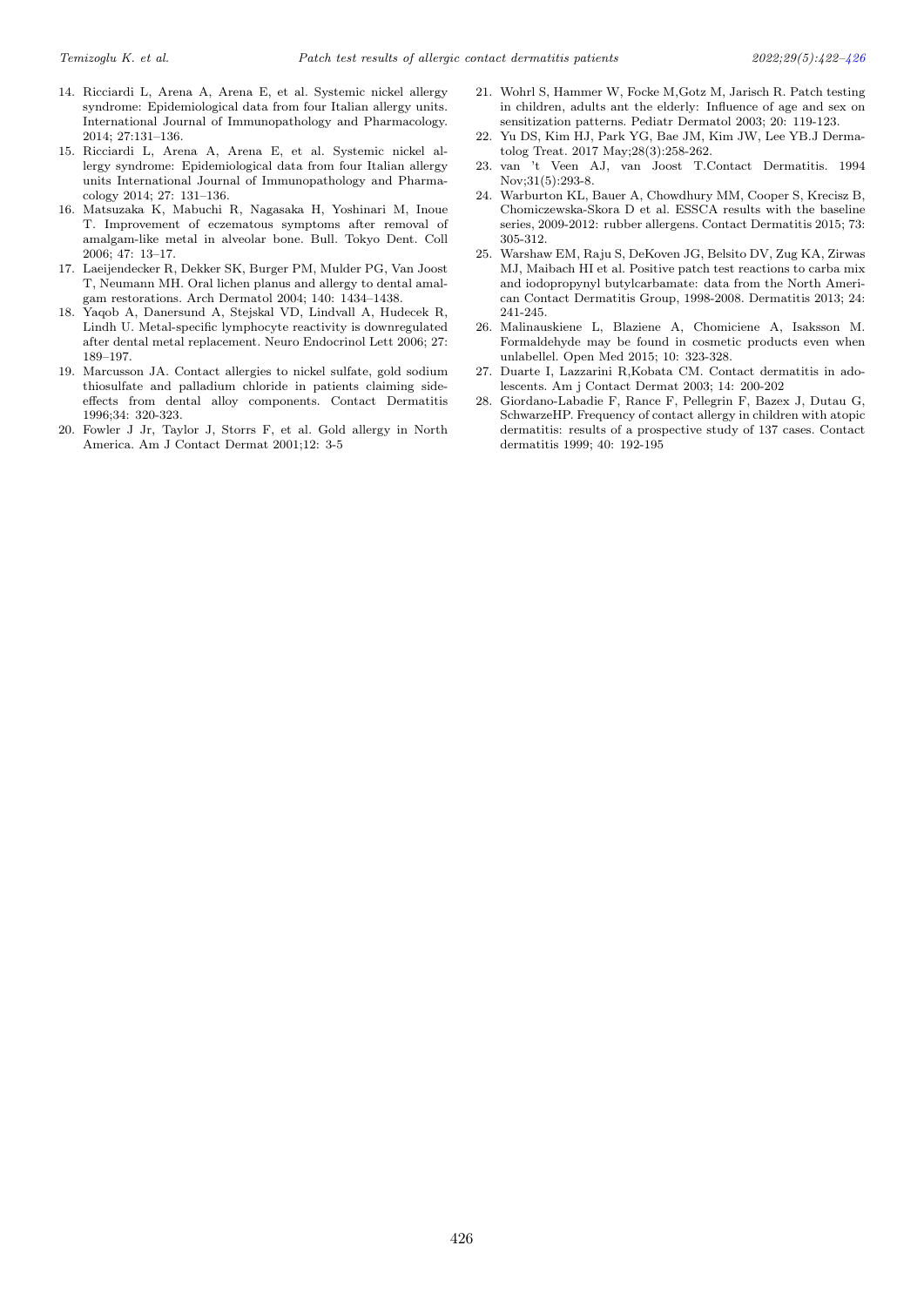14. Ricciardi L, Arena A, Arena E, et al. Systemic nickel allergy syndrome: Epidemiological data from four Italian allergy units. International Journal of Immunopathology and Pharmacology. 2014; 27:131–136.
15. Ricciardi L, Arena A, Arena E, et al. Systemic nickel allergy syndrome: Epidemiological data from four Italian allergy units International Journal of Immunopathology and Pharmacology 2014; 27: 131–136.
16. Matsuzaka K, Mabuchi R, Nagasaka H, Yoshinari M, Inoue T. Improvement of eczematous symptoms after removal of amalgam-like metal in alveolar bone. Bull. Tokyo Dent. Coll 2006; 47: 13–17.
17. Laeijendecker R, Dekker SK, Burger PM, Mulder PG, Van Joost T, Neumann MH. Oral lichen planus and allergy to dental amalgam restorations. Arch Dermatol 2004; 140: 1434–1438.
18. Yaqob A, Danersund A, Stejskal VD, Lindvall A, Hudecek R, Lindh U. Metal-specific lymphocyte reactivity is downregulated after dental metal replacement. Neuro Endocrinol Lett 2006; 27: 189–197.
19. Marcusson JA. Contact allergies to nickel sulfate, gold sodium thiosulfate and palladium chloride in patients claiming side-effects from dental alloy components. Contact Dermatitis 1996;34: 320-323.
20. Fowler J Jr, Taylor J, Storrs F, et al. Gold allergy in North America. Am J Contact Dermat 2001;12: 3-5
21. Wohrl S, Hammer W, Focke M,Gotz M, Jarisch R. Patch testing in children, adults ant the elderly: Influence of age and sex on sensitization patterns. Pediatr Dermatol 2003; 20: 119-123.
22. Yu DS, Kim HJ, Park YG, Bae JM, Kim JW, Lee YB.J Dermatolog Treat. 2017 May;28(3):258-262.
23. van 't Veen AJ, van Joost T.Contact Dermatitis. 1994 Nov;31(5):293-8.
24. Warburton KL, Bauer A, Chowdhury MM, Cooper S, Krecisz B, Chomiczewska-Skora D et al. ESSCA results with the baseline series, 2009-2012: rubber allergens. Contact Dermatitis 2015; 73: 305-312.
25. Warshaw EM, Raju S, DeKoven JG, Belsito DV, Zug KA, Zirwas MJ, Maibach HI et al. Positive patch test reactions to carba mix and iodopropynyl butylcarbamate: data from the North American Contact Dermatitis Group, 1998-2008. Dermatitis 2013; 24: 241-245.
26. Malinauskiene L, Blaziene A, Chomiciene A, Isaksson M. Formaldehyde may be found in cosmetic products even when unlabellel. Open Med 2015; 10: 323-328.
27. Duarte I, Lazzarini R,Kobata CM. Contact dermatitis in adolescents. Am j Contact Dermat 2003; 14: 200-202
28. Giordano-Labadie F, Rance F, Pellegrin F, Bazex J, Dutau G, SchwarzeHP. Frequency of contact allergy in children with atopic dermatitis: results of a prospective study of 137 cases. Contact dermatitis 1999; 40: 192-195